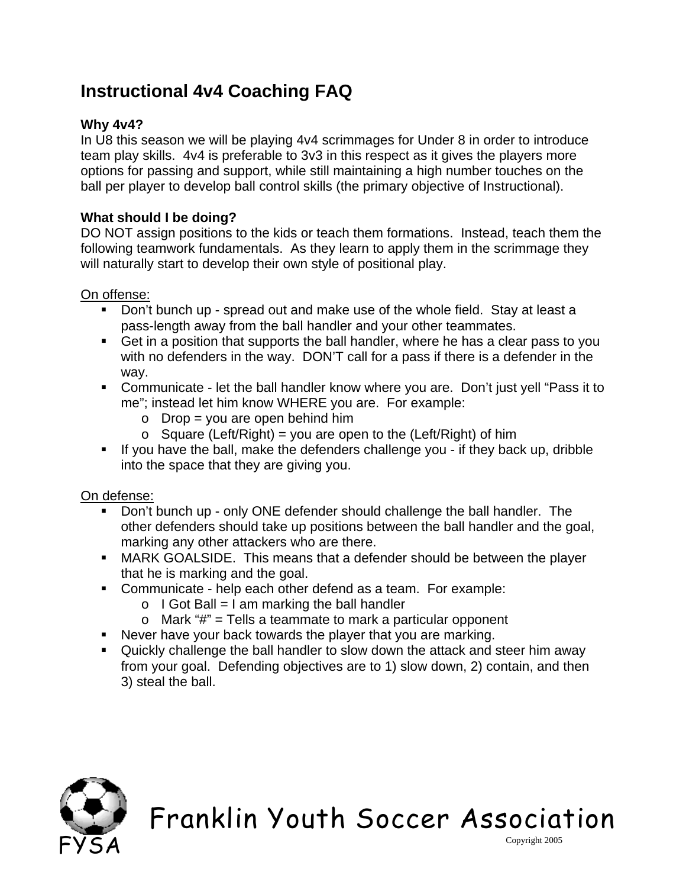# Instructional 4v4 Coaching FAQ

**Why 4v4?**

In U8 this season we will be playing 4v4 scrimmages for Under 8 in order to introduce team play skills. 4v4 is preferable to 3v3 in this respect as it gives the players more options for passing and support, while still maintaining a high number touches on the ball per player to develop ball control skills (the primary objective of Instructional).

**What should I be doing?**

DO NOT assign positions to the kids or teach them formations. Instead, teach them the following teamwork fundamentals. As they learn to apply them in the scrimmage they will naturally start to develop their own style of positional play.

<u>On offense:</u>

- Don't bunch up - spread out and make use of the whole field. Stay at least a pass-length away from the ball handler and your other teammates.
- Get in a position that supports the ball handler, where he has a clear pass to you with no defenders in the way. DON'T call for a pass if there is a defender in the way.
- Communicate - let the ball handler know where you are. Don't just yell "Pass it to me"; instead let him know WHERE you are. For example:
  - Drop = you are open behind him
  - Square (Left/Right) = you are open to the (Left/Right) of him
- If you have the ball, make the defenders challenge you - if they back up, dribble into the space that they are giving you.

<u>On defense:</u>

- Don't bunch up - only ONE defender should challenge the ball handler. The other defenders should take up positions between the ball handler and the goal, marking any other attackers who are there.
- MARK GOALSIDE. This means that a defender should be between the player that he is marking and the goal.
- Communicate - help each other defend as a team. For example:
  - I Got Ball = I am marking the ball handler
  - Mark "#" = Tells a teammate to mark a particular opponent
- Never have your back towards the player that you are marking.
- Quickly challenge the ball handler to slow down the attack and steer him away from your goal. Defending objectives are to 1) slow down, 2) contain, and then 3) steal the ball.

FYSA Franklin Youth Soccer Association

Copyright 2005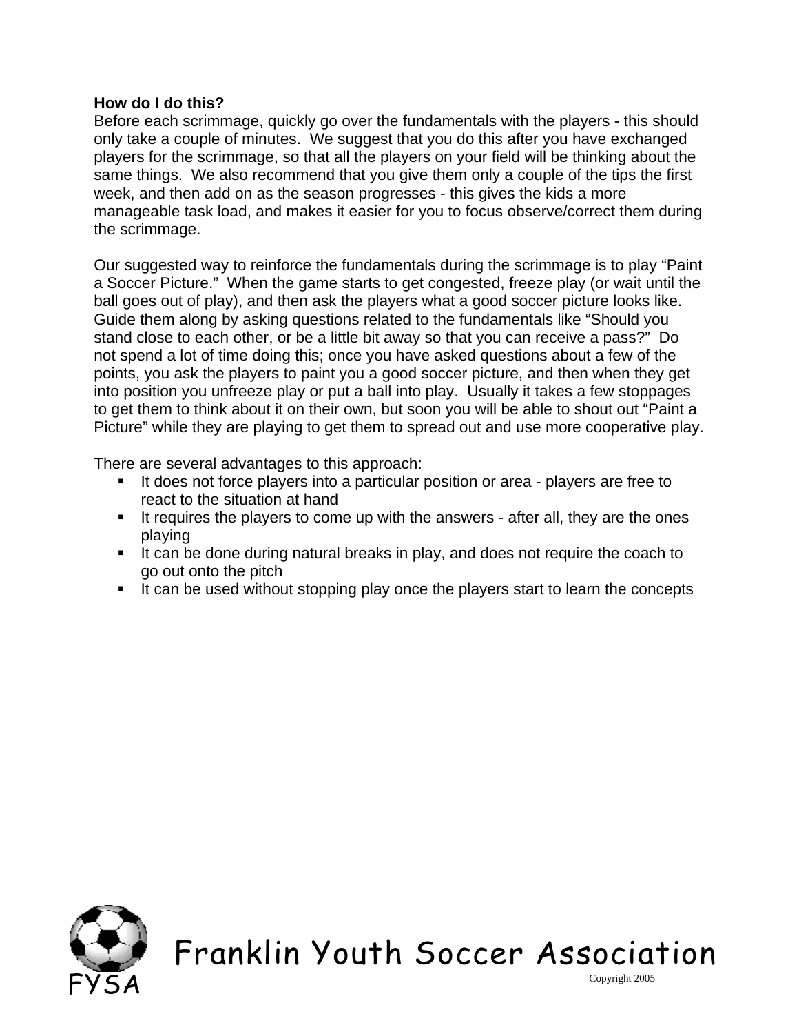**How do I do this?**

Before each scrimmage, quickly go over the fundamentals with the players - this should only take a couple of minutes. We suggest that you do this after you have exchanged players for the scrimmage, so that all the players on your field will be thinking about the same things. We also recommend that you give them only a couple of the tips the first week, and then add on as the season progresses - this gives the kids a more manageable task load, and makes it easier for you to focus observe/correct them during the scrimmage.

Our suggested way to reinforce the fundamentals during the scrimmage is to play "Paint a Soccer Picture." When the game starts to get congested, freeze play (or wait until the ball goes out of play), and then ask the players what a good soccer picture looks like. Guide them along by asking questions related to the fundamentals like "Should you stand close to each other, or be a little bit away so that you can receive a pass?" Do not spend a lot of time doing this; once you have asked questions about a few of the points, you ask the players to paint you a good soccer picture, and then when they get into position you unfreeze play or put a ball into play. Usually it takes a few stoppages to get them to think about it on their own, but soon you will be able to shout out "Paint a Picture" while they are playing to get them to spread out and use more cooperative play.

There are several advantages to this approach:

- It does not force players into a particular position or area - players are free to react to the situation at hand
- It requires the players to come up with the answers - after all, they are the ones playing
- It can be done during natural breaks in play, and does not require the coach to go out onto the pitch
- It can be used without stopping play once the players start to learn the concepts